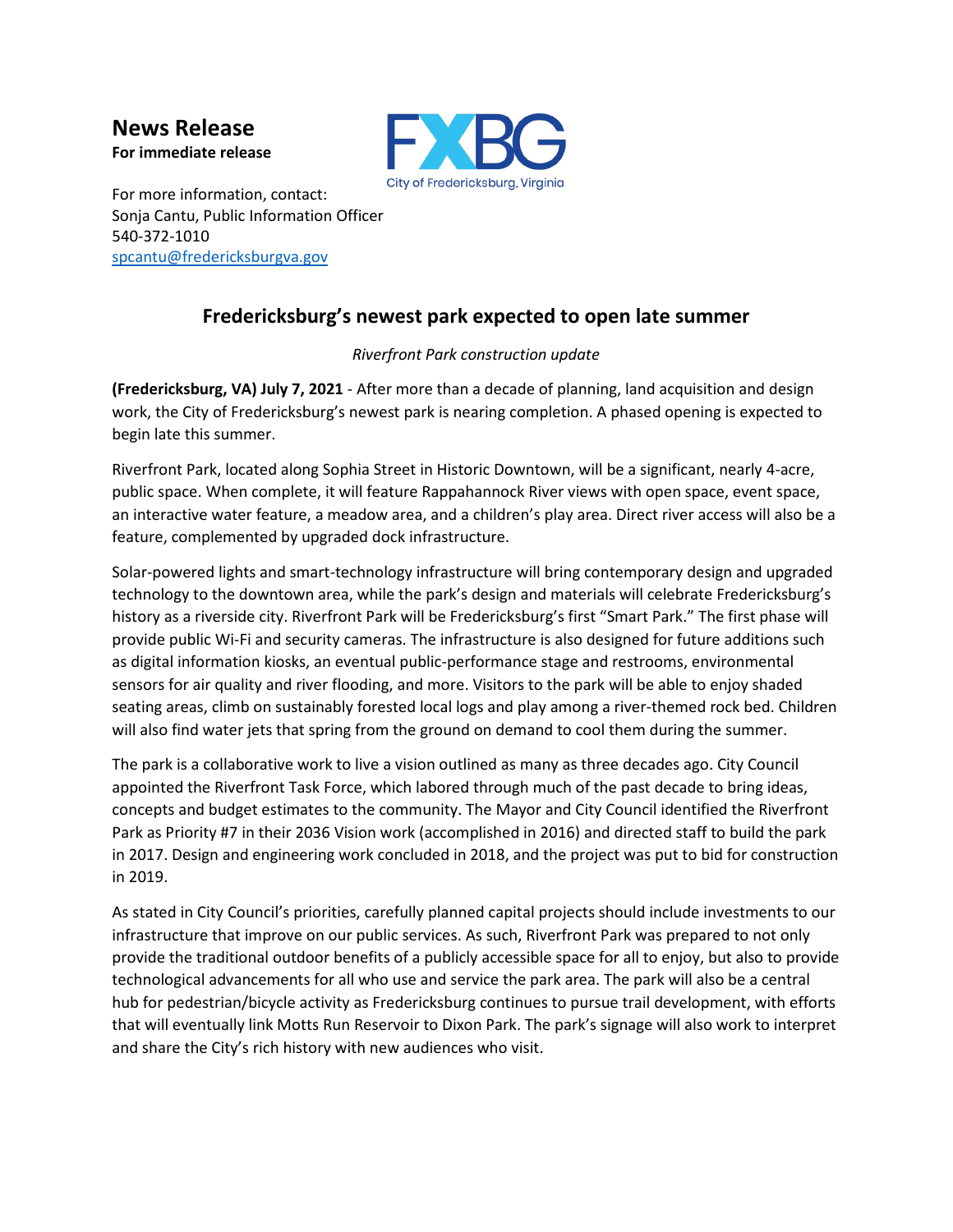# News Release

**For immediate release**

FXBG
City of Fredericksburg, Virginia

For more information, contact:
Sonja Cantu, Public Information Officer
540-372-1010
spcantu@fredericksburgva.gov

## Fredericksburg's newest park expected to open late summer

*Riverfront Park construction update*

**(Fredericksburg, VA) July 7, 2021** - After more than a decade of planning, land acquisition and design work, the City of Fredericksburg's newest park is nearing completion. A phased opening is expected to begin late this summer.

Riverfront Park, located along Sophia Street in Historic Downtown, will be a significant, nearly 4-acre, public space. When complete, it will feature Rappahannock River views with open space, event space, an interactive water feature, a meadow area, and a children's play area. Direct river access will also be a feature, complemented by upgraded dock infrastructure.

Solar-powered lights and smart-technology infrastructure will bring contemporary design and upgraded technology to the downtown area, while the park's design and materials will celebrate Fredericksburg's history as a riverside city. Riverfront Park will be Fredericksburg's first "Smart Park." The first phase will provide public Wi-Fi and security cameras. The infrastructure is also designed for future additions such as digital information kiosks, an eventual public-performance stage and restrooms, environmental sensors for air quality and river flooding, and more. Visitors to the park will be able to enjoy shaded seating areas, climb on sustainably forested local logs and play among a river-themed rock bed. Children will also find water jets that spring from the ground on demand to cool them during the summer.

The park is a collaborative work to live a vision outlined as many as three decades ago. City Council appointed the Riverfront Task Force, which labored through much of the past decade to bring ideas, concepts and budget estimates to the community. The Mayor and City Council identified the Riverfront Park as Priority #7 in their 2036 Vision work (accomplished in 2016) and directed staff to build the park in 2017. Design and engineering work concluded in 2018, and the project was put to bid for construction in 2019.

As stated in City Council's priorities, carefully planned capital projects should include investments to our infrastructure that improve on our public services. As such, Riverfront Park was prepared to not only provide the traditional outdoor benefits of a publicly accessible space for all to enjoy, but also to provide technological advancements for all who use and service the park area. The park will also be a central hub for pedestrian/bicycle activity as Fredericksburg continues to pursue trail development, with efforts that will eventually link Motts Run Reservoir to Dixon Park. The park's signage will also work to interpret and share the City's rich history with new audiences who visit.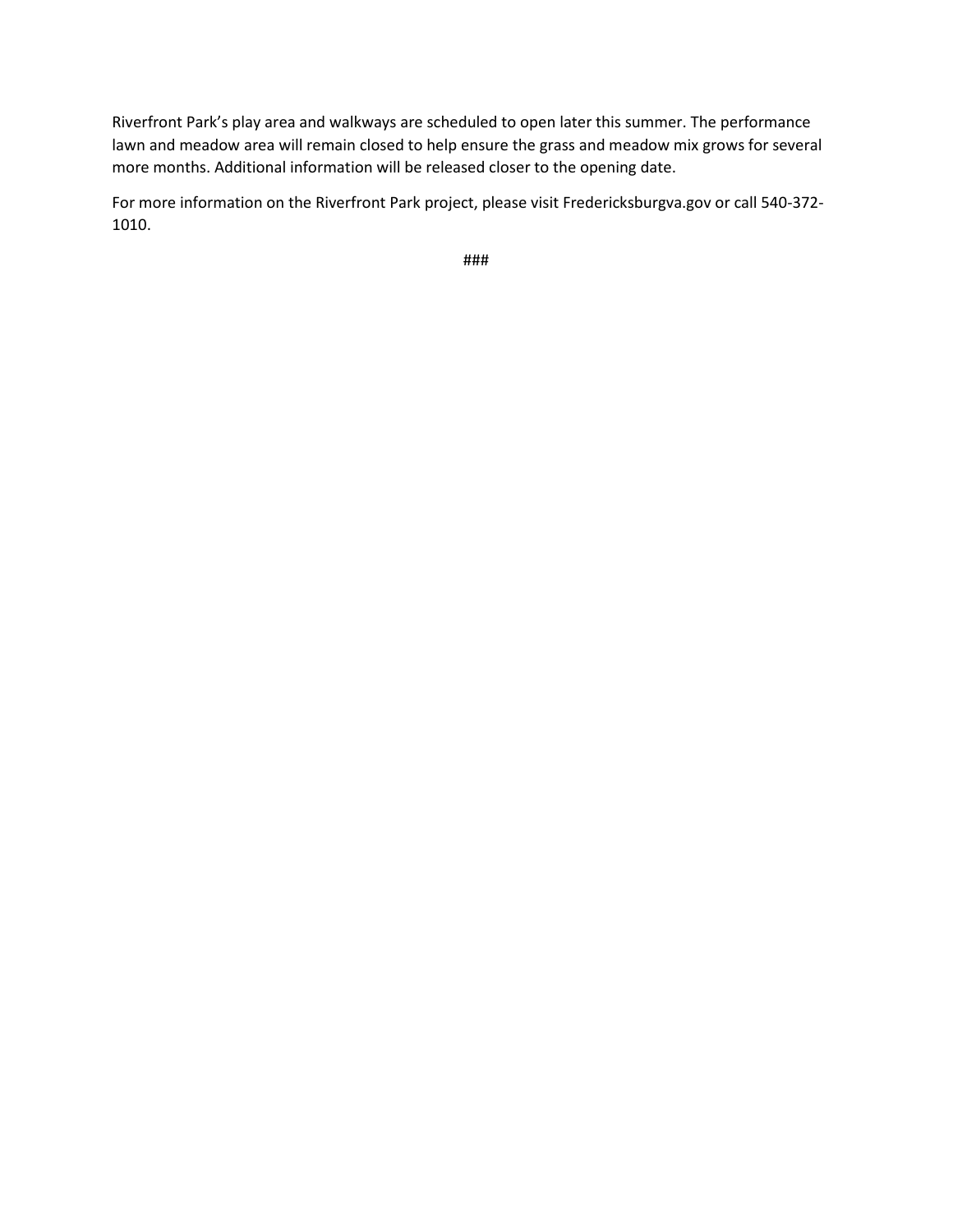Riverfront Park's play area and walkways are scheduled to open later this summer. The performance lawn and meadow area will remain closed to help ensure the grass and meadow mix grows for several more months. Additional information will be released closer to the opening date.

For more information on the Riverfront Park project, please visit Fredericksburgva.gov or call 540-372-1010.

###